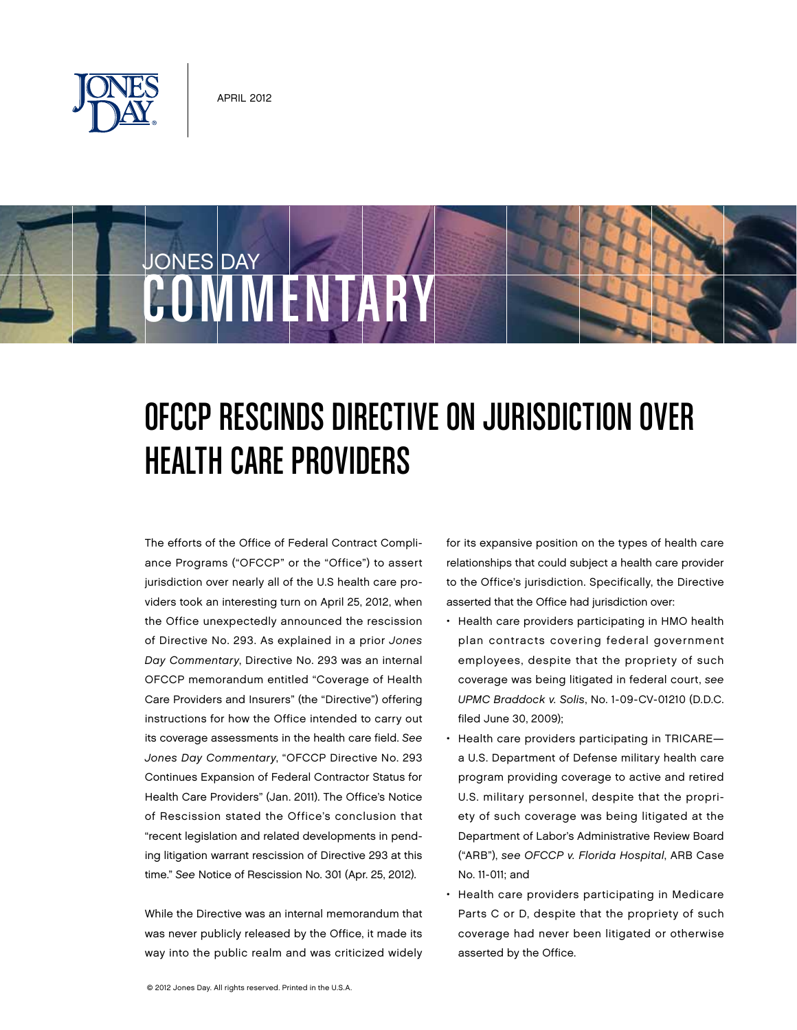APRIL 2012

JONES DAY COMMENTARY

# OFCCP RESCINDS DIRECTIVE ON JURISDICTION OVER HEALTH CARE PROVIDERS

The efforts of the Office of Federal Contract Compliance Programs ("OFCCP" or the "Office") to assert jurisdiction over nearly all of the U.S health care providers took an interesting turn on April 25, 2012, when the Office unexpectedly announced the rescission of Directive No. 293. As explained in a prior *Jones Day Commentary*, Directive No. 293 was an internal OFCCP memorandum entitled "Coverage of Health Care Providers and Insurers" (the "Directive") offering instructions for how the Office intended to carry out its coverage assessments in the health care field. *See Jones Day Commentary*, "OFCCP Directive No. 293 Continues Expansion of Federal Contractor Status for Health Care Providers" (Jan. 2011). The Office's Notice of Rescission stated the Office's conclusion that "recent legislation and related developments in pending litigation warrant rescission of Directive 293 at this time." *See* Notice of Rescission No. 301 (Apr. 25, 2012).

While the Directive was an internal memorandum that was never publicly released by the Office, it made its way into the public realm and was criticized widely for its expansive position on the types of health care relationships that could subject a health care provider to the Office's jurisdiction. Specifically, the Directive asserted that the Office had jurisdiction over:

- Health care providers participating in HMO health plan contracts covering federal government employees, despite that the propriety of such coverage was being litigated in federal court, *see UPMC Braddock v. Solis*, No. 1-09-CV-01210 (D.D.C. filed June 30, 2009);
- Health care providers participating in TRICARE—a U.S. Department of Defense military health care program providing coverage to active and retired U.S. military personnel, despite that the propriety of such coverage was being litigated at the Department of Labor's Administrative Review Board ("ARB"), *see OFCCP v. Florida Hospital*, ARB Case No. 11-011; and
- Health care providers participating in Medicare Parts C or D, despite that the propriety of such coverage had never been litigated or otherwise asserted by the Office.

© 2012 Jones Day. All rights reserved. Printed in the U.S.A.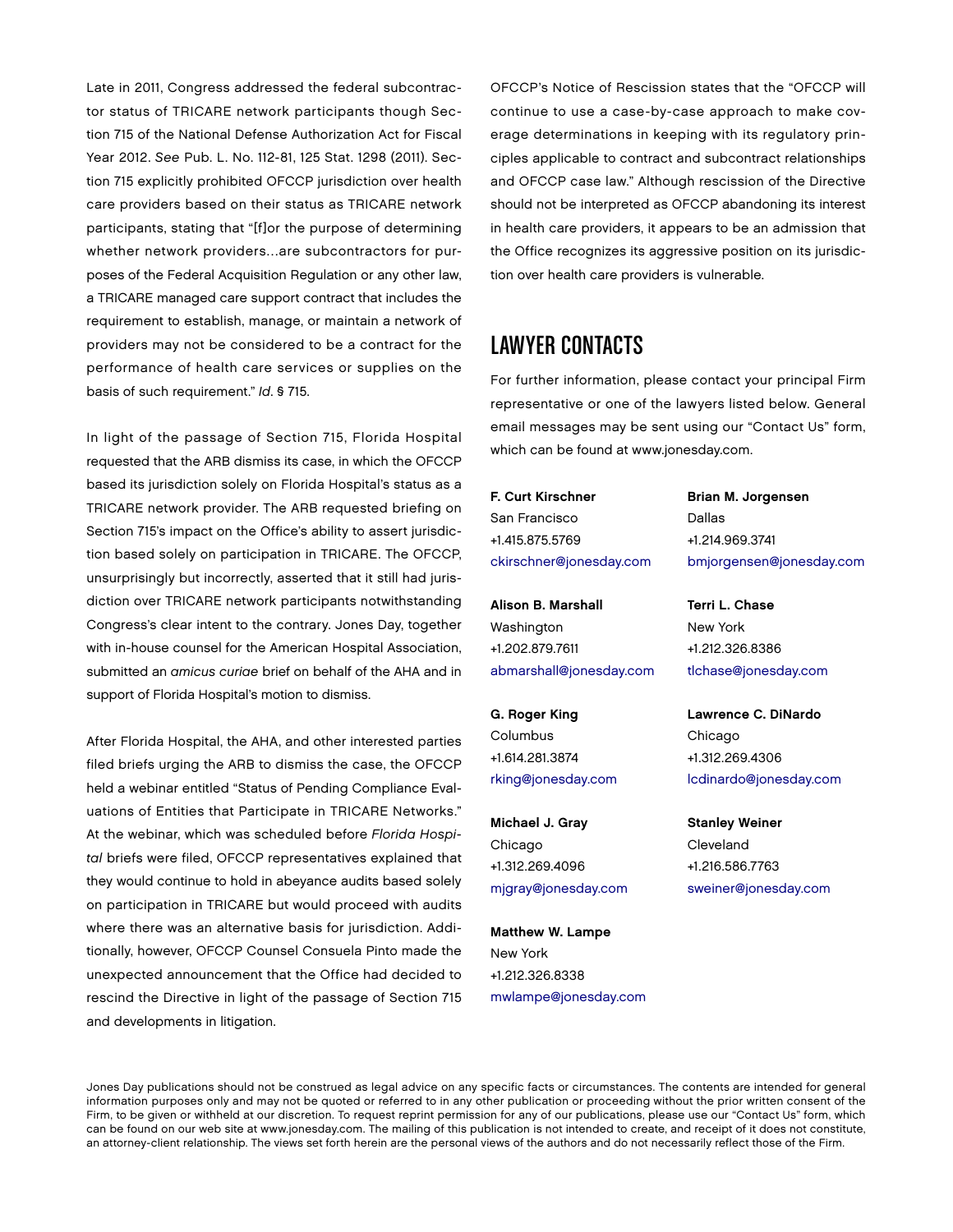Late in 2011, Congress addressed the federal subcontractor status of TRICARE network participants though Section 715 of the National Defense Authorization Act for Fiscal Year 2012. *See* Pub. L. No. 112-81, 125 Stat. 1298 (2011). Section 715 explicitly prohibited OFCCP jurisdiction over health care providers based on their status as TRICARE network participants, stating that "[f]or the purpose of determining whether network providers...are subcontractors for purposes of the Federal Acquisition Regulation or any other law, a TRICARE managed care support contract that includes the requirement to establish, manage, or maintain a network of providers may not be considered to be a contract for the performance of health care services or supplies on the basis of such requirement." *Id*. § 715.

In light of the passage of Section 715, Florida Hospital requested that the ARB dismiss its case, in which the OFCCP based its jurisdiction solely on Florida Hospital's status as a TRICARE network provider. The ARB requested briefing on Section 715's impact on the Office's ability to assert jurisdiction based solely on participation in TRICARE. The OFCCP, unsurprisingly but incorrectly, asserted that it still had jurisdiction over TRICARE network participants notwithstanding Congress's clear intent to the contrary. Jones Day, together with in-house counsel for the American Hospital Association, submitted an *amicus curiae* brief on behalf of the AHA and in support of Florida Hospital's motion to dismiss.

After Florida Hospital, the AHA, and other interested parties filed briefs urging the ARB to dismiss the case, the OFCCP held a webinar entitled "Status of Pending Compliance Evaluations of Entities that Participate in TRICARE Networks." At the webinar, which was scheduled before *Florida Hospital* briefs were filed, OFCCP representatives explained that they would continue to hold in abeyance audits based solely on participation in TRICARE but would proceed with audits where there was an alternative basis for jurisdiction. Additionally, however, OFCCP Counsel Consuela Pinto made the unexpected announcement that the Office had decided to rescind the Directive in light of the passage of Section 715 and developments in litigation.

OFCCP's Notice of Rescission states that the "OFCCP will continue to use a case-by-case approach to make coverage determinations in keeping with its regulatory principles applicable to contract and subcontract relationships and OFCCP case law." Although rescission of the Directive should not be interpreted as OFCCP abandoning its interest in health care providers, it appears to be an admission that the Office recognizes its aggressive position on its jurisdiction over health care providers is vulnerable.

## LAWYER CONTACTS

For further information, please contact your principal Firm representative or one of the lawyers listed below. General email messages may be sent using our "Contact Us" form, which can be found at www.jonesday.com.

**F. Curt Kirschner**
San Francisco
+1.415.875.5769
ckirschner@jonesday.com

**Brian M. Jorgensen**
Dallas
+1.214.969.3741
bmjorgensen@jonesday.com

**Alison B. Marshall**
Washington
+1.202.879.7611
abmarshall@jonesday.com

**Terri L. Chase**
New York
+1.212.326.8386
tlchase@jonesday.com

**G. Roger King**
Columbus
+1.614.281.3874
rking@jonesday.com

**Lawrence C. DiNardo**
Chicago
+1.312.269.4306
lcdinardo@jonesday.com

**Michael J. Gray**
Chicago
+1.312.269.4096
mjgray@jonesday.com

**Stanley Weiner**
Cleveland
+1.216.586.7763
sweiner@jonesday.com

**Matthew W. Lampe**
New York
+1.212.326.8338
mwlampe@jonesday.com

Jones Day publications should not be construed as legal advice on any specific facts or circumstances. The contents are intended for general information purposes only and may not be quoted or referred to in any other publication or proceeding without the prior written consent of the Firm, to be given or withheld at our discretion. To request reprint permission for any of our publications, please use our "Contact Us" form, which can be found on our web site at www.jonesday.com. The mailing of this publication is not intended to create, and receipt of it does not constitute, an attorney-client relationship. The views set forth herein are the personal views of the authors and do not necessarily reflect those of the Firm.